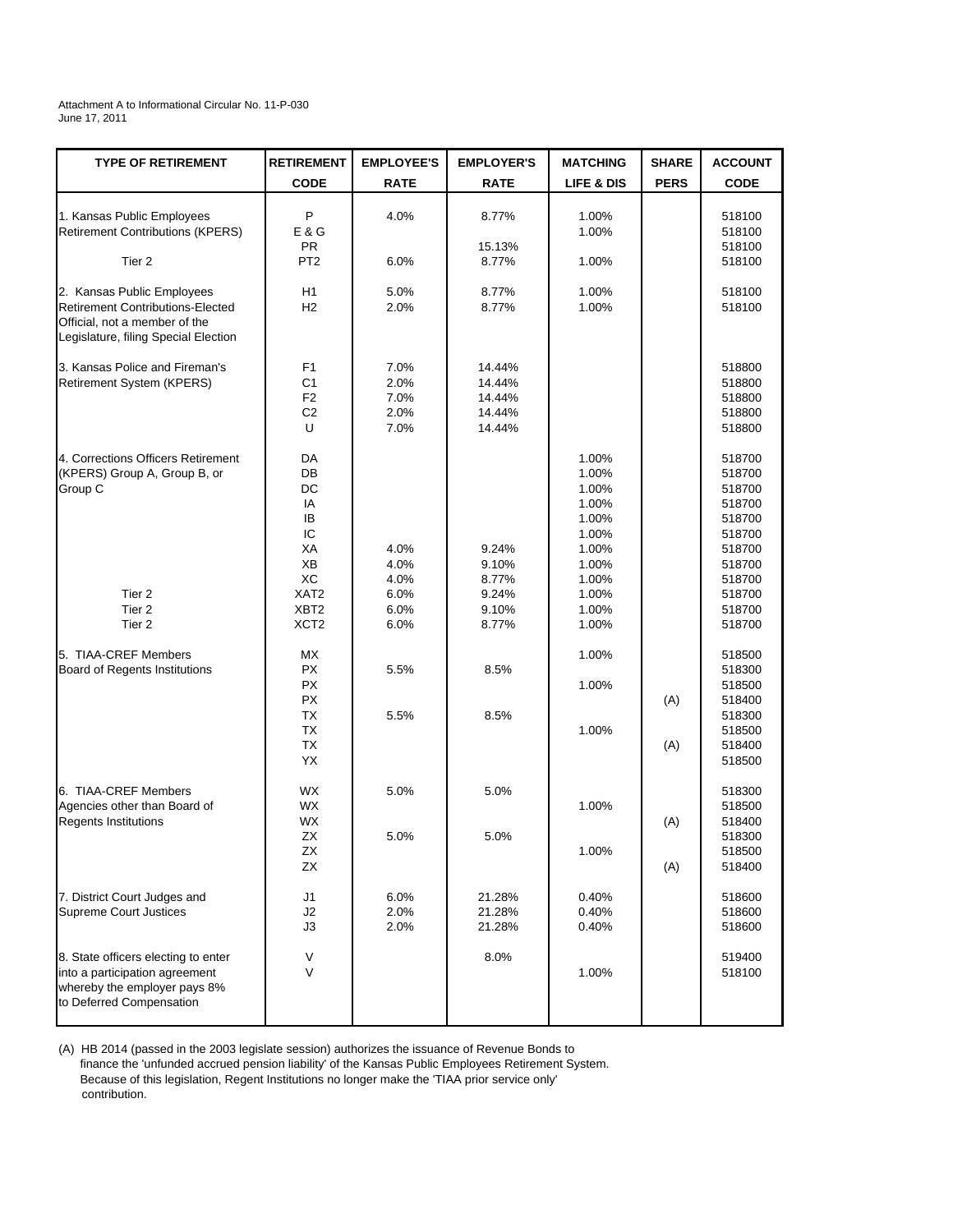Attachment A to Informational Circular No. 11-P-030
June 17, 2011

| TYPE OF RETIREMENT | RETIREMENT CODE | EMPLOYEE'S RATE | EMPLOYER'S RATE | MATCHING LIFE & DIS | SHARE PERS | ACCOUNT CODE |
|---|---|---|---|---|---|---|
| 1. Kansas Public Employees Retirement Contributions (KPERS) | P | 4.0% | 8.77% | 1.00% | | 518100 |
| | E & G | | | 1.00% | | 518100 |
| | PR | | 15.13% | | | 518100 |
| Tier 2 | PT2 | 6.0% | 8.77% | 1.00% | | 518100 |
| 2. Kansas Public Employees Retirement Contributions-Elected Official, not a member of the Legislature, filing Special Election | H1 | 5.0% | 8.77% | 1.00% | | 518100 |
| | H2 | 2.0% | 8.77% | 1.00% | | 518100 |
| 3. Kansas Police and Fireman's Retirement System (KPERS) | F1 | 7.0% | 14.44% | | | 518800 |
| | C1 | 2.0% | 14.44% | | | 518800 |
| | F2 | 7.0% | 14.44% | | | 518800 |
| | C2 | 2.0% | 14.44% | | | 518800 |
| | U | 7.0% | 14.44% | | | 518800 |
| 4. Corrections Officers Retirement (KPERS) Group A, Group B, or Group C | DA | | | 1.00% | | 518700 |
| | DB | | | 1.00% | | 518700 |
| | DC | | | 1.00% | | 518700 |
| | IA | | | 1.00% | | 518700 |
| | IB | | | 1.00% | | 518700 |
| | IC | | | 1.00% | | 518700 |
| | XA | 4.0% | 9.24% | 1.00% | | 518700 |
| | XB | 4.0% | 9.10% | 1.00% | | 518700 |
| | XC | 4.0% | 8.77% | 1.00% | | 518700 |
| Tier 2 | XAT2 | 6.0% | 9.24% | 1.00% | | 518700 |
| Tier 2 | XBT2 | 6.0% | 9.10% | 1.00% | | 518700 |
| Tier 2 | XCT2 | 6.0% | 8.77% | 1.00% | | 518700 |
| 5. TIAA-CREF Members Board of Regents Institutions | MX | | | 1.00% | | 518500 |
| | PX | 5.5% | 8.5% | | | 518300 |
| | PX | | | 1.00% | | 518500 |
| | PX | | | | (A) | 518400 |
| | TX | 5.5% | 8.5% | | | 518300 |
| | TX | | | 1.00% | | 518500 |
| | TX | | | | (A) | 518400 |
| | YX | | | | | 518500 |
| 6. TIAA-CREF Members Agencies other than Board of Regents Institutions | WX | 5.0% | 5.0% | | | 518300 |
| | WX | | | 1.00% | | 518500 |
| | WX | | | | (A) | 518400 |
| | ZX | 5.0% | 5.0% | | | 518300 |
| | ZX | | | 1.00% | | 518500 |
| | ZX | | | | (A) | 518400 |
| 7. District Court Judges and Supreme Court Justices | J1 | 6.0% | 21.28% | 0.40% | | 518600 |
| | J2 | 2.0% | 21.28% | 0.40% | | 518600 |
| | J3 | 2.0% | 21.28% | 0.40% | | 518600 |
| 8. State officers electing to enter into a participation agreement whereby the employer pays 8% to Deferred Compensation | V | | 8.0% | | | 519400 |
| | V | | | 1.00% | | 518100 |

(A) HB 2014 (passed in the 2003 legislate session) authorizes the issuance of Revenue Bonds to finance the 'unfunded accrued pension liability' of the Kansas Public Employees Retirement System. Because of this legislation, Regent Institutions no longer make the 'TIAA prior service only' contribution.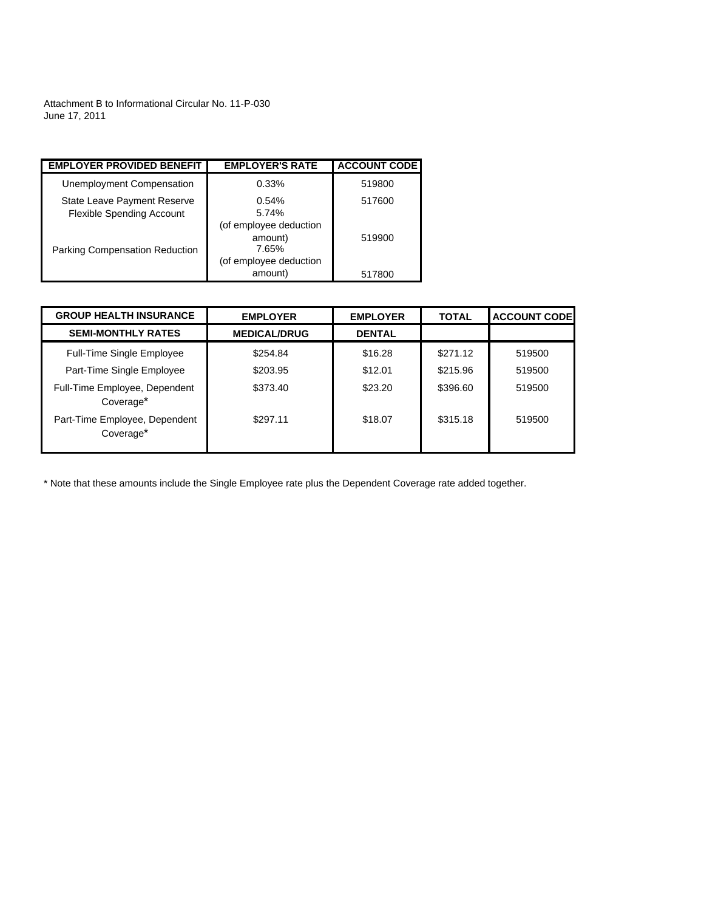Attachment B to Informational Circular No. 11-P-030
June 17, 2011

| EMPLOYER PROVIDED BENEFIT | EMPLOYER'S RATE | ACCOUNT CODE |
|---|---|---|
| Unemployment Compensation | 0.33% | 519800 |
| State Leave Payment Reserve | 0.54% | 517600 |
| Flexible Spending Account | 5.74% (of employee deduction amount) | 519900 |
| Parking Compensation Reduction | 7.65% (of employee deduction amount) | 517800 |

| GROUP HEALTH INSURANCE SEMI-MONTHLY RATES | EMPLOYER MEDICAL/DRUG | EMPLOYER DENTAL | TOTAL | ACCOUNT CODE |
|---|---|---|---|---|
| Full-Time Single Employee | $254.84 | $16.28 | $271.12 | 519500 |
| Part-Time Single Employee | $203.95 | $12.01 | $215.96 | 519500 |
| Full-Time Employee, Dependent Coverage* | $373.40 | $23.20 | $396.60 | 519500 |
| Part-Time Employee, Dependent Coverage* | $297.11 | $18.07 | $315.18 | 519500 |

* Note that these amounts include the Single Employee rate plus the Dependent Coverage rate added together.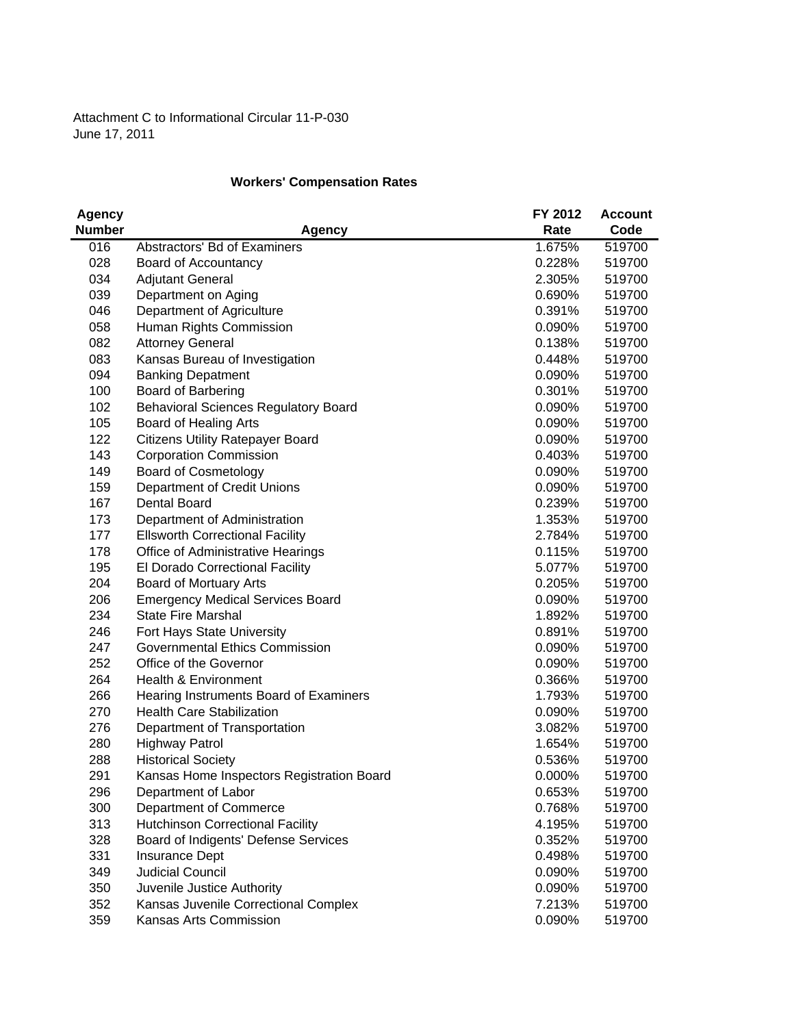Attachment C to Informational Circular 11-P-030
June 17, 2011

## Workers' Compensation Rates

| Agency Number | Agency | FY 2012 Rate | Account Code |
|---|---|---|---|
| 016 | Abstractors' Bd of Examiners | 1.675% | 519700 |
| 028 | Board of Accountancy | 0.228% | 519700 |
| 034 | Adjutant General | 2.305% | 519700 |
| 039 | Department on Aging | 0.690% | 519700 |
| 046 | Department of Agriculture | 0.391% | 519700 |
| 058 | Human Rights Commission | 0.090% | 519700 |
| 082 | Attorney General | 0.138% | 519700 |
| 083 | Kansas Bureau of Investigation | 0.448% | 519700 |
| 094 | Banking Depatment | 0.090% | 519700 |
| 100 | Board of Barbering | 0.301% | 519700 |
| 102 | Behavioral Sciences Regulatory Board | 0.090% | 519700 |
| 105 | Board of Healing Arts | 0.090% | 519700 |
| 122 | Citizens Utility Ratepayer Board | 0.090% | 519700 |
| 143 | Corporation Commission | 0.403% | 519700 |
| 149 | Board of Cosmetology | 0.090% | 519700 |
| 159 | Department of Credit Unions | 0.090% | 519700 |
| 167 | Dental Board | 0.239% | 519700 |
| 173 | Department of Administration | 1.353% | 519700 |
| 177 | Ellsworth Correctional Facility | 2.784% | 519700 |
| 178 | Office of Administrative Hearings | 0.115% | 519700 |
| 195 | El Dorado Correctional Facility | 5.077% | 519700 |
| 204 | Board of Mortuary Arts | 0.205% | 519700 |
| 206 | Emergency Medical Services Board | 0.090% | 519700 |
| 234 | State Fire Marshal | 1.892% | 519700 |
| 246 | Fort Hays State University | 0.891% | 519700 |
| 247 | Governmental Ethics Commission | 0.090% | 519700 |
| 252 | Office of the Governor | 0.090% | 519700 |
| 264 | Health & Environment | 0.366% | 519700 |
| 266 | Hearing Instruments Board of Examiners | 1.793% | 519700 |
| 270 | Health Care Stabilization | 0.090% | 519700 |
| 276 | Department of Transportation | 3.082% | 519700 |
| 280 | Highway Patrol | 1.654% | 519700 |
| 288 | Historical Society | 0.536% | 519700 |
| 291 | Kansas Home Inspectors Registration Board | 0.000% | 519700 |
| 296 | Department of Labor | 0.653% | 519700 |
| 300 | Department of Commerce | 0.768% | 519700 |
| 313 | Hutchinson Correctional Facility | 4.195% | 519700 |
| 328 | Board of Indigents' Defense Services | 0.352% | 519700 |
| 331 | Insurance Dept | 0.498% | 519700 |
| 349 | Judicial Council | 0.090% | 519700 |
| 350 | Juvenile Justice Authority | 0.090% | 519700 |
| 352 | Kansas Juvenile Correctional Complex | 7.213% | 519700 |
| 359 | Kansas Arts Commission | 0.090% | 519700 |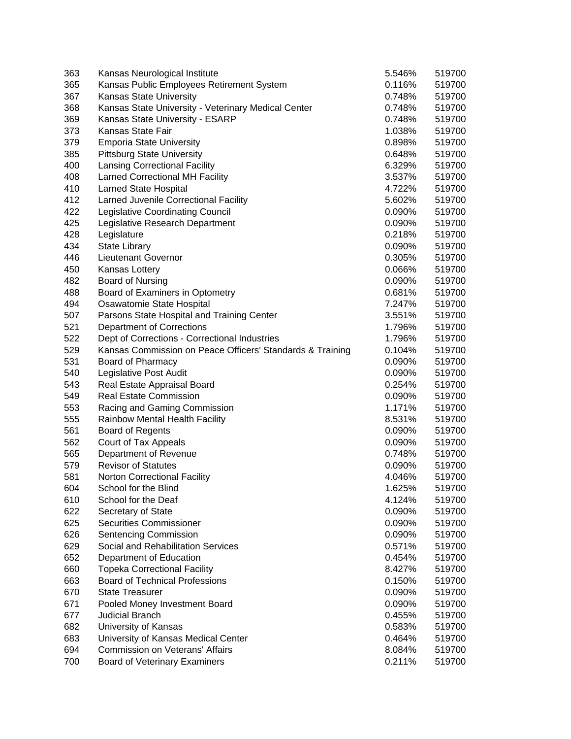| | | | |
|---|---|---|---|
| 363 | Kansas Neurological Institute | 5.546% | 519700 |
| 365 | Kansas Public Employees Retirement System | 0.116% | 519700 |
| 367 | Kansas State University | 0.748% | 519700 |
| 368 | Kansas State University - Veterinary Medical Center | 0.748% | 519700 |
| 369 | Kansas State University - ESARP | 0.748% | 519700 |
| 373 | Kansas State Fair | 1.038% | 519700 |
| 379 | Emporia State University | 0.898% | 519700 |
| 385 | Pittsburg State University | 0.648% | 519700 |
| 400 | Lansing Correctional Facility | 6.329% | 519700 |
| 408 | Larned Correctional MH Facility | 3.537% | 519700 |
| 410 | Larned State Hospital | 4.722% | 519700 |
| 412 | Larned Juvenile Correctional Facility | 5.602% | 519700 |
| 422 | Legislative Coordinating Council | 0.090% | 519700 |
| 425 | Legislative Research Department | 0.090% | 519700 |
| 428 | Legislature | 0.218% | 519700 |
| 434 | State Library | 0.090% | 519700 |
| 446 | Lieutenant Governor | 0.305% | 519700 |
| 450 | Kansas Lottery | 0.066% | 519700 |
| 482 | Board of Nursing | 0.090% | 519700 |
| 488 | Board of Examiners in Optometry | 0.681% | 519700 |
| 494 | Osawatomie State Hospital | 7.247% | 519700 |
| 507 | Parsons State Hospital and Training Center | 3.551% | 519700 |
| 521 | Department of Corrections | 1.796% | 519700 |
| 522 | Dept of Corrections - Correctional Industries | 1.796% | 519700 |
| 529 | Kansas Commission on Peace Officers' Standards & Training | 0.104% | 519700 |
| 531 | Board of Pharmacy | 0.090% | 519700 |
| 540 | Legislative Post Audit | 0.090% | 519700 |
| 543 | Real Estate Appraisal Board | 0.254% | 519700 |
| 549 | Real Estate Commission | 0.090% | 519700 |
| 553 | Racing and Gaming Commission | 1.171% | 519700 |
| 555 | Rainbow Mental Health Facility | 8.531% | 519700 |
| 561 | Board of Regents | 0.090% | 519700 |
| 562 | Court of Tax Appeals | 0.090% | 519700 |
| 565 | Department of Revenue | 0.748% | 519700 |
| 579 | Revisor of Statutes | 0.090% | 519700 |
| 581 | Norton Correctional Facility | 4.046% | 519700 |
| 604 | School for the Blind | 1.625% | 519700 |
| 610 | School for the Deaf | 4.124% | 519700 |
| 622 | Secretary of State | 0.090% | 519700 |
| 625 | Securities Commissioner | 0.090% | 519700 |
| 626 | Sentencing Commission | 0.090% | 519700 |
| 629 | Social and Rehabilitation Services | 0.571% | 519700 |
| 652 | Department of Education | 0.454% | 519700 |
| 660 | Topeka Correctional Facility | 8.427% | 519700 |
| 663 | Board of Technical Professions | 0.150% | 519700 |
| 670 | State Treasurer | 0.090% | 519700 |
| 671 | Pooled Money Investment Board | 0.090% | 519700 |
| 677 | Judicial Branch | 0.455% | 519700 |
| 682 | University of Kansas | 0.583% | 519700 |
| 683 | University of Kansas Medical Center | 0.464% | 519700 |
| 694 | Commission on Veterans' Affairs | 8.084% | 519700 |
| 700 | Board of Veterinary Examiners | 0.211% | 519700 |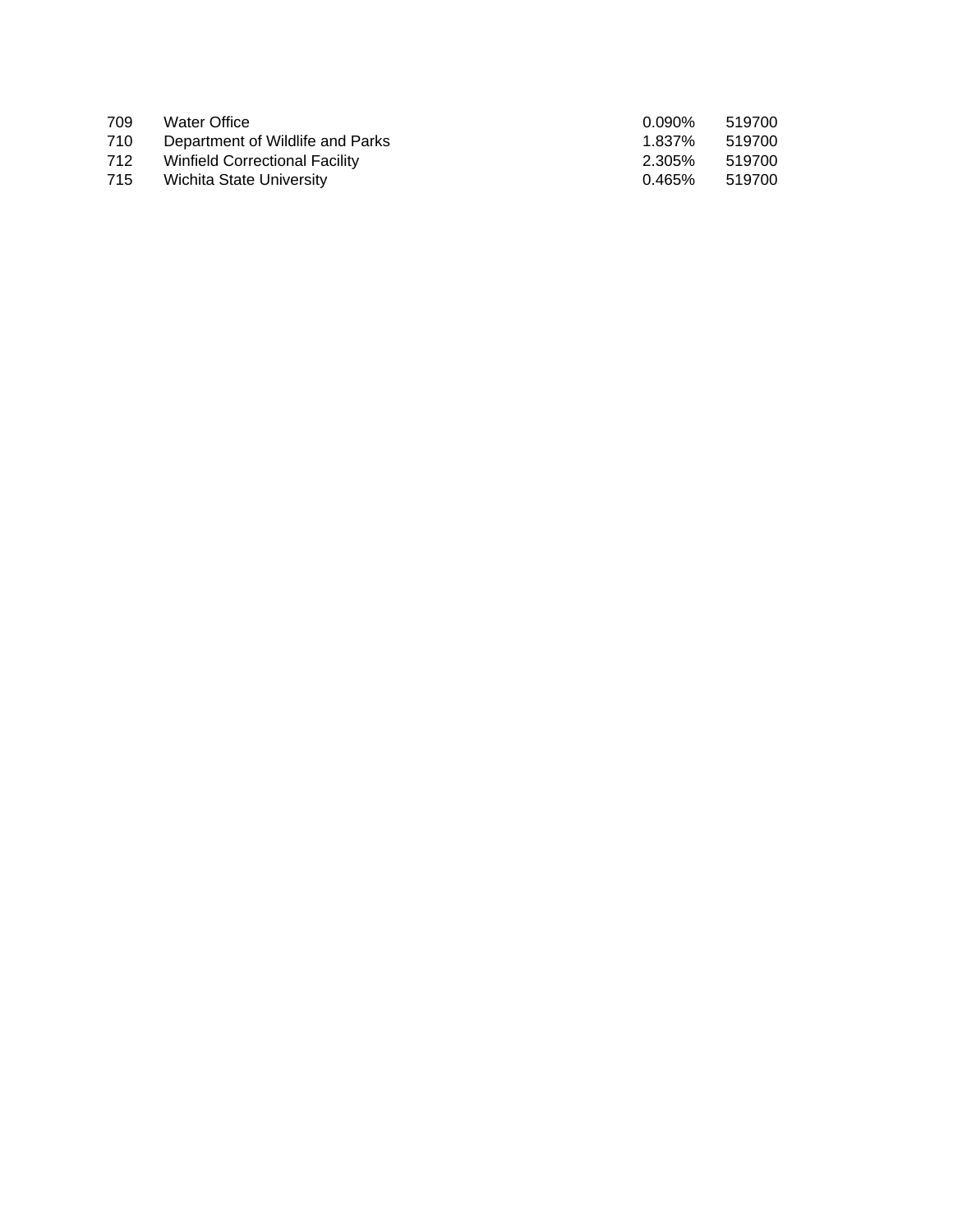| | | | |
|---|---|---|---|
| 709 | Water Office | 0.090% | 519700 |
| 710 | Department of Wildlife and Parks | 1.837% | 519700 |
| 712 | Winfield Correctional Facility | 2.305% | 519700 |
| 715 | Wichita State University | 0.465% | 519700 |